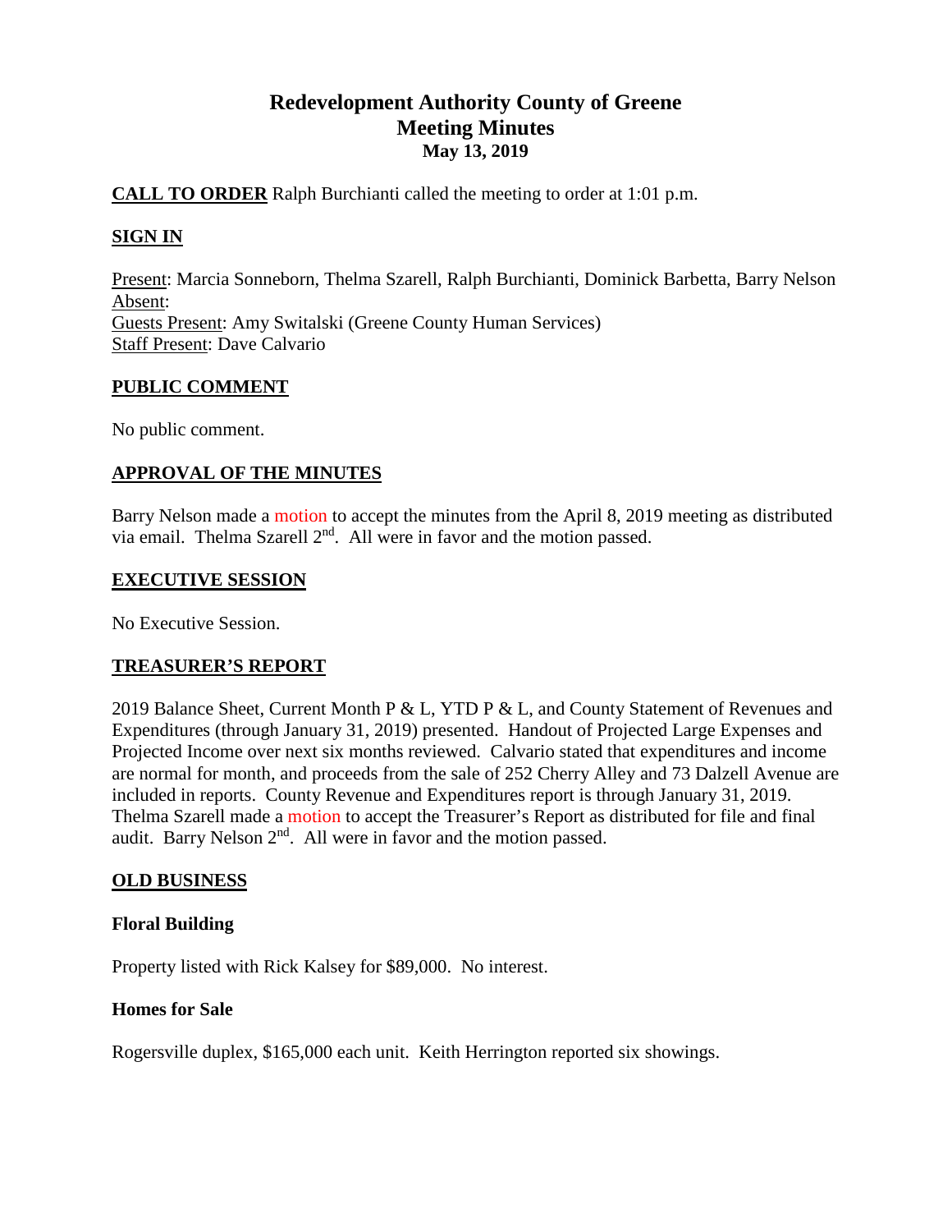# Redevelopment Authority County of Greene
## Meeting Minutes
### May 13, 2019

**CALL TO ORDER** Ralph Burchianti called the meeting to order at 1:01 p.m.

**SIGN IN**

Present: Marcia Sonneborn, Thelma Szarell, Ralph Burchianti, Dominick Barbetta, Barry Nelson
Absent:
Guests Present: Amy Switalski (Greene County Human Services)
Staff Present: Dave Calvario

**PUBLIC COMMENT**

No public comment.

**APPROVAL OF THE MINUTES**

Barry Nelson made a motion to accept the minutes from the April 8, 2019 meeting as distributed via email. Thelma Szarell 2nd. All were in favor and the motion passed.

**EXECUTIVE SESSION**

No Executive Session.

**TREASURER'S REPORT**

2019 Balance Sheet, Current Month P & L, YTD P & L, and County Statement of Revenues and Expenditures (through January 31, 2019) presented. Handout of Projected Large Expenses and Projected Income over next six months reviewed. Calvario stated that expenditures and income are normal for month, and proceeds from the sale of 252 Cherry Alley and 73 Dalzell Avenue are included in reports. County Revenue and Expenditures report is through January 31, 2019. Thelma Szarell made a motion to accept the Treasurer's Report as distributed for file and final audit. Barry Nelson 2nd. All were in favor and the motion passed.

**OLD BUSINESS**

**Floral Building**

Property listed with Rick Kalsey for $89,000. No interest.

**Homes for Sale**

Rogersville duplex, $165,000 each unit. Keith Herrington reported six showings.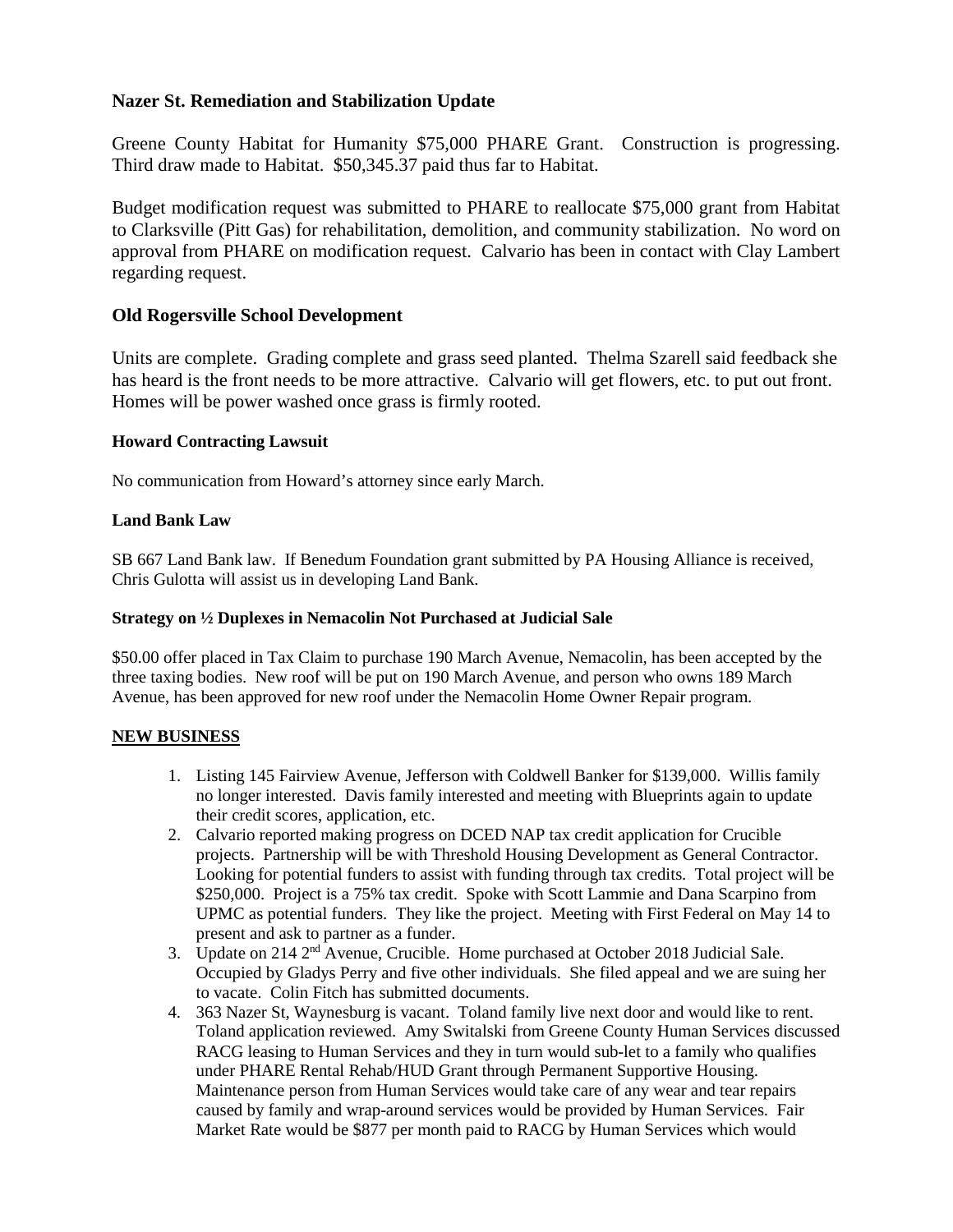### Nazer St. Remediation and Stabilization Update

Greene County Habitat for Humanity $75,000 PHARE Grant. Construction is progressing. Third draw made to Habitat. $50,345.37 paid thus far to Habitat.

Budget modification request was submitted to PHARE to reallocate $75,000 grant from Habitat to Clarksville (Pitt Gas) for rehabilitation, demolition, and community stabilization. No word on approval from PHARE on modification request. Calvario has been in contact with Clay Lambert regarding request.

### Old Rogersville School Development

Units are complete. Grading complete and grass seed planted. Thelma Szarell said feedback she has heard is the front needs to be more attractive. Calvario will get flowers, etc. to put out front. Homes will be power washed once grass is firmly rooted.

#### Howard Contracting Lawsuit

No communication from Howard's attorney since early March.

#### Land Bank Law

SB 667 Land Bank law. If Benedum Foundation grant submitted by PA Housing Alliance is received, Chris Gulotta will assist us in developing Land Bank.

#### Strategy on ½ Duplexes in Nemacolin Not Purchased at Judicial Sale

$50.00 offer placed in Tax Claim to purchase 190 March Avenue, Nemacolin, has been accepted by the three taxing bodies. New roof will be put on 190 March Avenue, and person who owns 189 March Avenue, has been approved for new roof under the Nemacolin Home Owner Repair program.

**NEW BUSINESS**

1. Listing 145 Fairview Avenue, Jefferson with Coldwell Banker for $139,000. Willis family no longer interested. Davis family interested and meeting with Blueprints again to update their credit scores, application, etc.
2. Calvario reported making progress on DCED NAP tax credit application for Crucible projects. Partnership will be with Threshold Housing Development as General Contractor. Looking for potential funders to assist with funding through tax credits. Total project will be $250,000. Project is a 75% tax credit. Spoke with Scott Lammie and Dana Scarpino from UPMC as potential funders. They like the project. Meeting with First Federal on May 14 to present and ask to partner as a funder.
3. Update on 214 2nd Avenue, Crucible. Home purchased at October 2018 Judicial Sale. Occupied by Gladys Perry and five other individuals. She filed appeal and we are suing her to vacate. Colin Fitch has submitted documents.
4. 363 Nazer St, Waynesburg is vacant. Toland family live next door and would like to rent. Toland application reviewed. Amy Switalski from Greene County Human Services discussed RACG leasing to Human Services and they in turn would sub-let to a family who qualifies under PHARE Rental Rehab/HUD Grant through Permanent Supportive Housing. Maintenance person from Human Services would take care of any wear and tear repairs caused by family and wrap-around services would be provided by Human Services. Fair Market Rate would be $877 per month paid to RACG by Human Services which would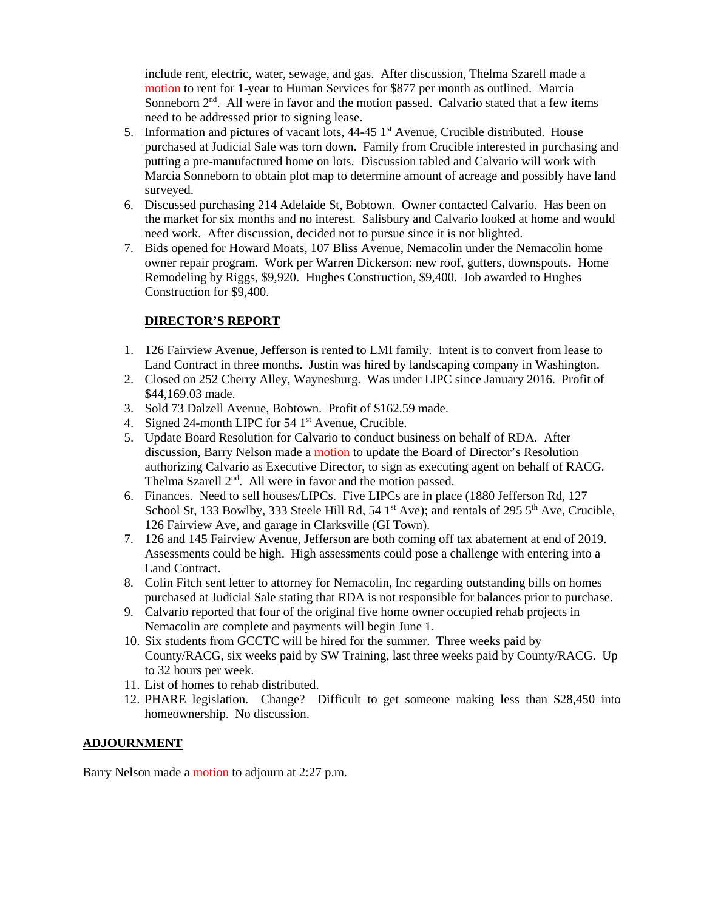include rent, electric, water, sewage, and gas. After discussion, Thelma Szarell made a motion to rent for 1-year to Human Services for $877 per month as outlined. Marcia Sonneborn 2nd. All were in favor and the motion passed. Calvario stated that a few items need to be addressed prior to signing lease.

5. Information and pictures of vacant lots, 44-45 1st Avenue, Crucible distributed. House purchased at Judicial Sale was torn down. Family from Crucible interested in purchasing and putting a pre-manufactured home on lots. Discussion tabled and Calvario will work with Marcia Sonneborn to obtain plot map to determine amount of acreage and possibly have land surveyed.
6. Discussed purchasing 214 Adelaide St, Bobtown. Owner contacted Calvario. Has been on the market for six months and no interest. Salisbury and Calvario looked at home and would need work. After discussion, decided not to pursue since it is not blighted.
7. Bids opened for Howard Moats, 107 Bliss Avenue, Nemacolin under the Nemacolin home owner repair program. Work per Warren Dickerson: new roof, gutters, downspouts. Home Remodeling by Riggs, $9,920. Hughes Construction, $9,400. Job awarded to Hughes Construction for $9,400.

**DIRECTOR'S REPORT**

1. 126 Fairview Avenue, Jefferson is rented to LMI family. Intent is to convert from lease to Land Contract in three months. Justin was hired by landscaping company in Washington.
2. Closed on 252 Cherry Alley, Waynesburg. Was under LIPC since January 2016. Profit of $44,169.03 made.
3. Sold 73 Dalzell Avenue, Bobtown. Profit of $162.59 made.
4. Signed 24-month LIPC for 54 1st Avenue, Crucible.
5. Update Board Resolution for Calvario to conduct business on behalf of RDA. After discussion, Barry Nelson made a motion to update the Board of Director's Resolution authorizing Calvario as Executive Director, to sign as executing agent on behalf of RACG. Thelma Szarell 2nd. All were in favor and the motion passed.
6. Finances. Need to sell houses/LIPCs. Five LIPCs are in place (1880 Jefferson Rd, 127 School St, 133 Bowlby, 333 Steele Hill Rd, 54 1st Ave); and rentals of 295 5th Ave, Crucible, 126 Fairview Ave, and garage in Clarksville (GI Town).
7. 126 and 145 Fairview Avenue, Jefferson are both coming off tax abatement at end of 2019. Assessments could be high. High assessments could pose a challenge with entering into a Land Contract.
8. Colin Fitch sent letter to attorney for Nemacolin, Inc regarding outstanding bills on homes purchased at Judicial Sale stating that RDA is not responsible for balances prior to purchase.
9. Calvario reported that four of the original five home owner occupied rehab projects in Nemacolin are complete and payments will begin June 1.
10. Six students from GCCTC will be hired for the summer. Three weeks paid by County/RACG, six weeks paid by SW Training, last three weeks paid by County/RACG. Up to 32 hours per week.
11. List of homes to rehab distributed.
12. PHARE legislation. Change? Difficult to get someone making less than $28,450 into homeownership. No discussion.

**ADJOURNMENT**

Barry Nelson made a motion to adjourn at 2:27 p.m.